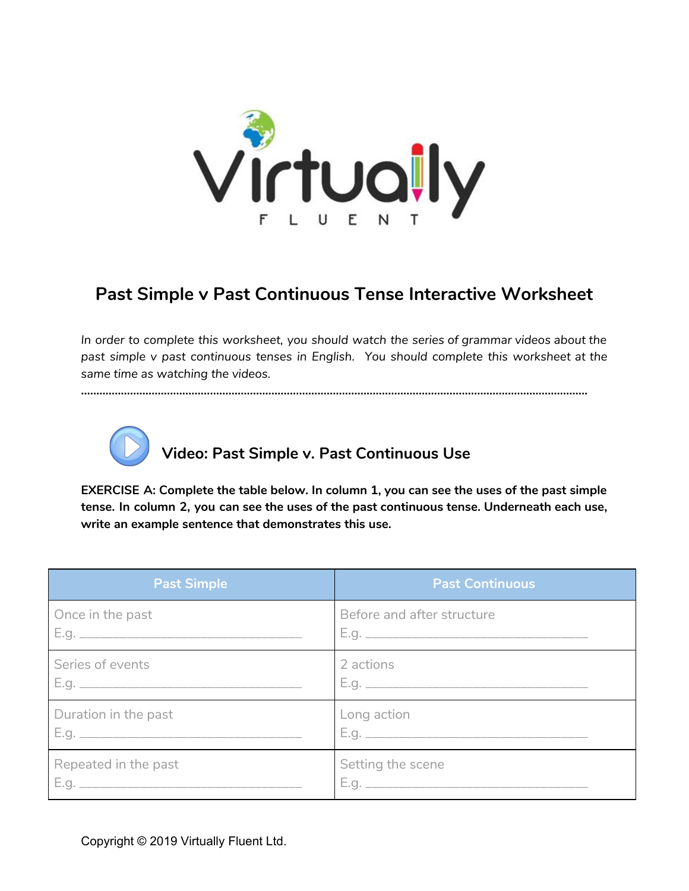# Past Simple v Past Continuous Tense Interactive Worksheet

*In order to complete this worksheet, you should watch the series of grammar videos about the past simple v past continuous tenses in English. You should complete this worksheet at the same time as watching the videos.*

## Video: Past Simple v. Past Continuous Use

**EXERCISE A: Complete the table below. In column 1, you can see the uses of the past simple tense. In column 2, you can see the uses of the past continuous tense. Underneath each use, write an example sentence that demonstrates this use.**

| Past Simple | Past Continuous |
| --- | --- |
| Once in the past<br>E.g. ______________________________ | Before and after structure<br>E.g. ______________________________ |
| Series of events<br>E.g. ______________________________ | 2 actions<br>E.g. ______________________________ |
| Duration in the past<br>E.g. ______________________________ | Long action<br>E.g. ______________________________ |
| Repeated in the past<br>E.g. ______________________________ | Setting the scene<br>E.g. ______________________________ |

Copyright © 2019 Virtually Fluent Ltd.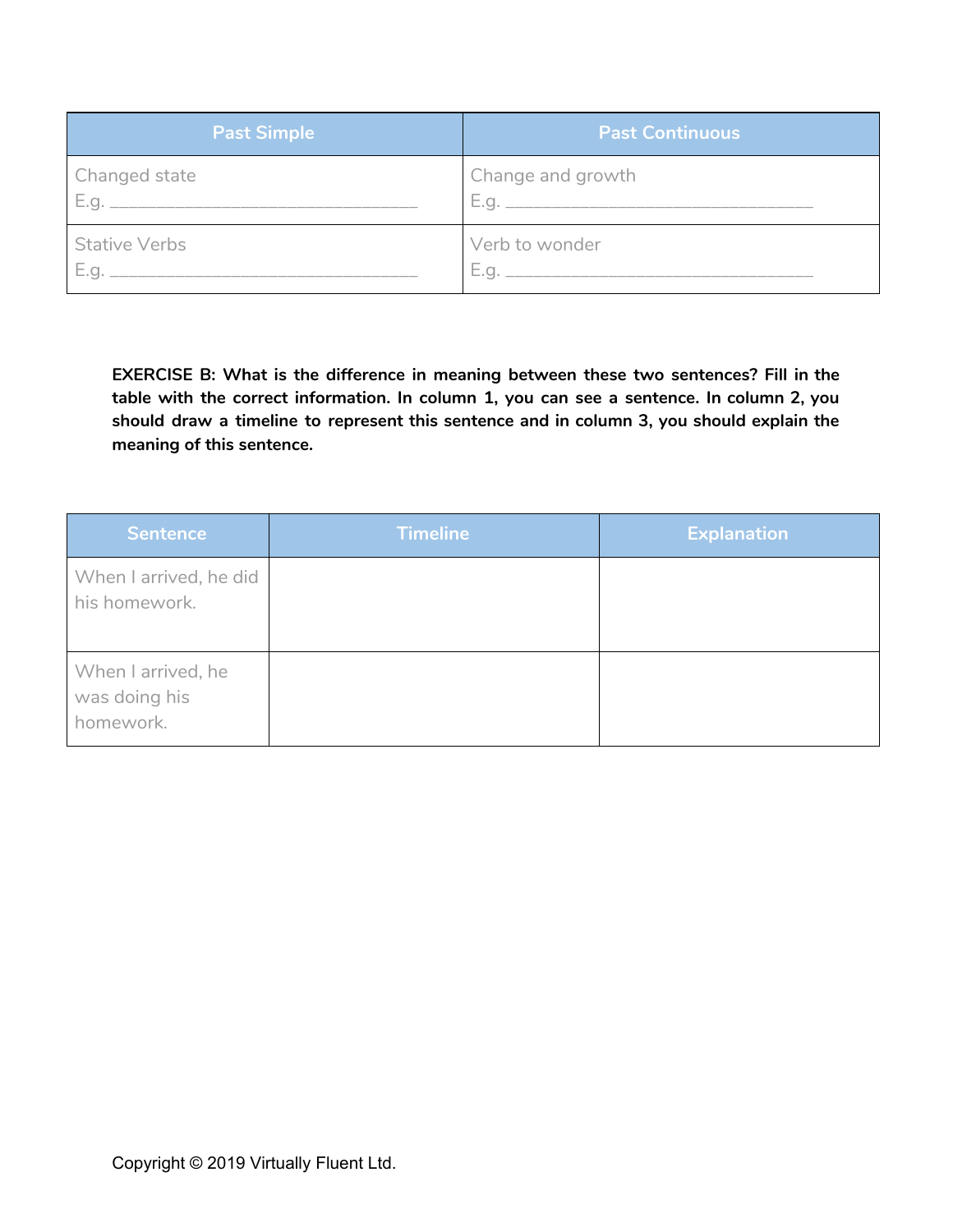| Past Simple | Past Continuous |
|---|---|
| Changed state<br>E.g. ________________________________ | Change and growth<br>E.g. ________________________________ |
| Stative Verbs<br>E.g. ________________________________ | Verb to wonder<br>E.g. ________________________________ |

**EXERCISE B: What is the difference in meaning between these two sentences? Fill in the table with the correct information. In column 1, you can see a sentence. In column 2, you should draw a timeline to represent this sentence and in column 3, you should explain the meaning of this sentence.**

| Sentence | Timeline | Explanation |
|---|---|---|
| When I arrived, he did his homework. | | |
| When I arrived, he was doing his homework. | | |

Copyright © 2019 Virtually Fluent Ltd.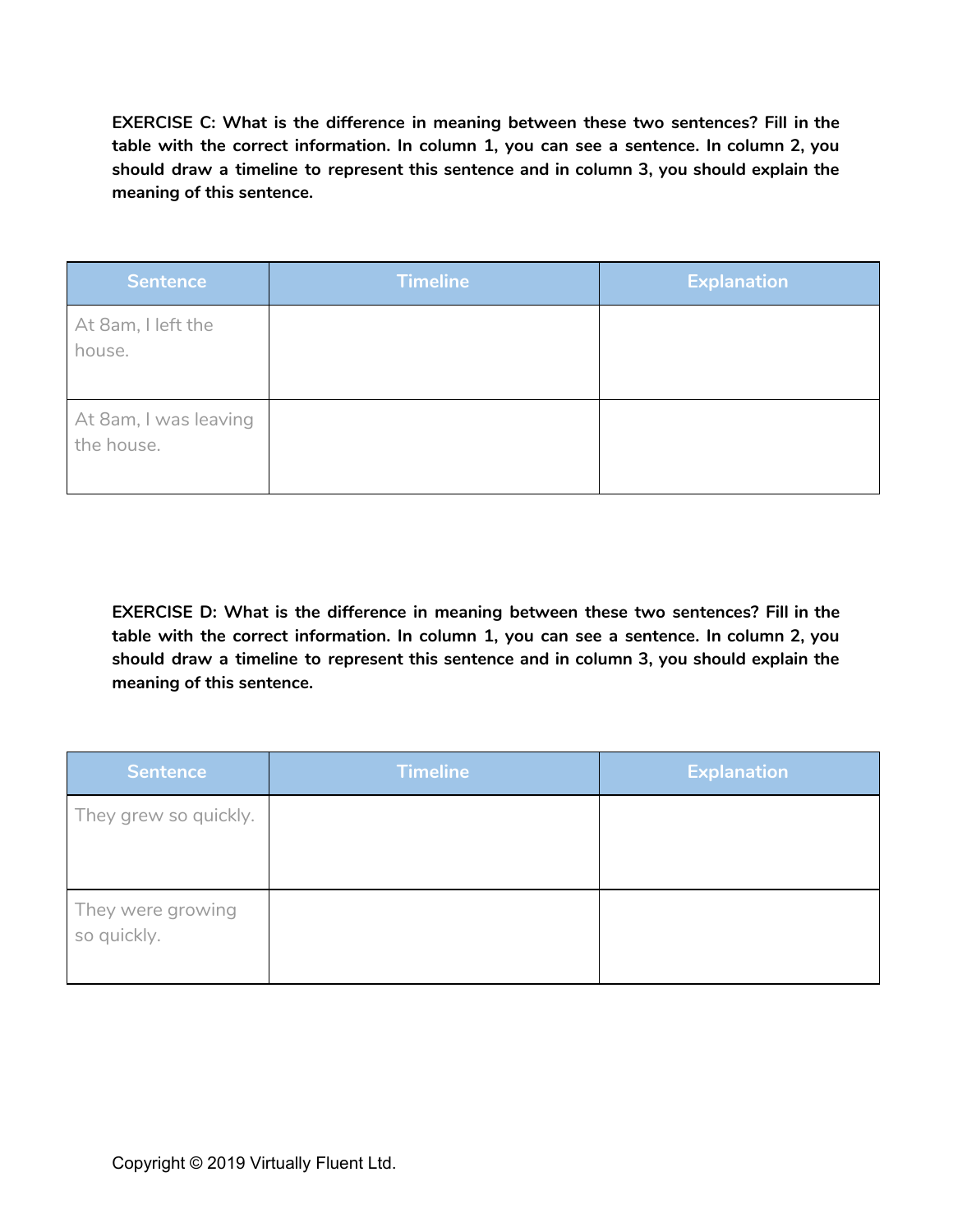**EXERCISE C: What is the difference in meaning between these two sentences? Fill in the table with the correct information. In column 1, you can see a sentence. In column 2, you should draw a timeline to represent this sentence and in column 3, you should explain the meaning of this sentence.**

| Sentence | Timeline | Explanation |
| --- | --- | --- |
| At 8am, I left the house. | | |
| At 8am, I was leaving the house. | | |

**EXERCISE D: What is the difference in meaning between these two sentences? Fill in the table with the correct information. In column 1, you can see a sentence. In column 2, you should draw a timeline to represent this sentence and in column 3, you should explain the meaning of this sentence.**

| Sentence | Timeline | Explanation |
| --- | --- | --- |
| They grew so quickly. | | |
| They were growing so quickly. | | |

Copyright © 2019 Virtually Fluent Ltd.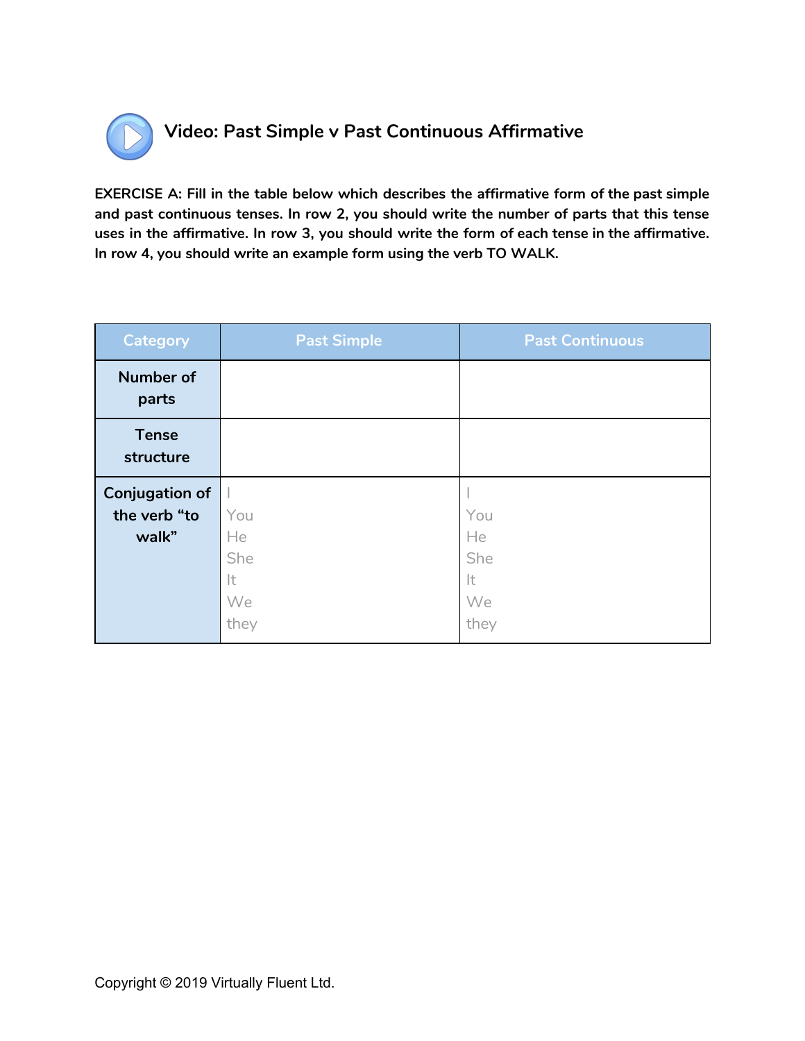## Video: Past Simple v Past Continuous Affirmative

**EXERCISE A: Fill in the table below which describes the affirmative form of the past simple and past continuous tenses. In row 2, you should write the number of parts that this tense uses in the affirmative. In row 3, you should write the form of each tense in the affirmative. In row 4, you should write an example form using the verb TO WALK.**

| Category | Past Simple | Past Continuous |
|---|---|---|
| **Number of parts** | | |
| **Tense structure** | | |
| **Conjugation of the verb "to walk"** | I<br>You<br>He<br>She<br>It<br>We<br>they | I<br>You<br>He<br>She<br>It<br>We<br>they |

Copyright © 2019 Virtually Fluent Ltd.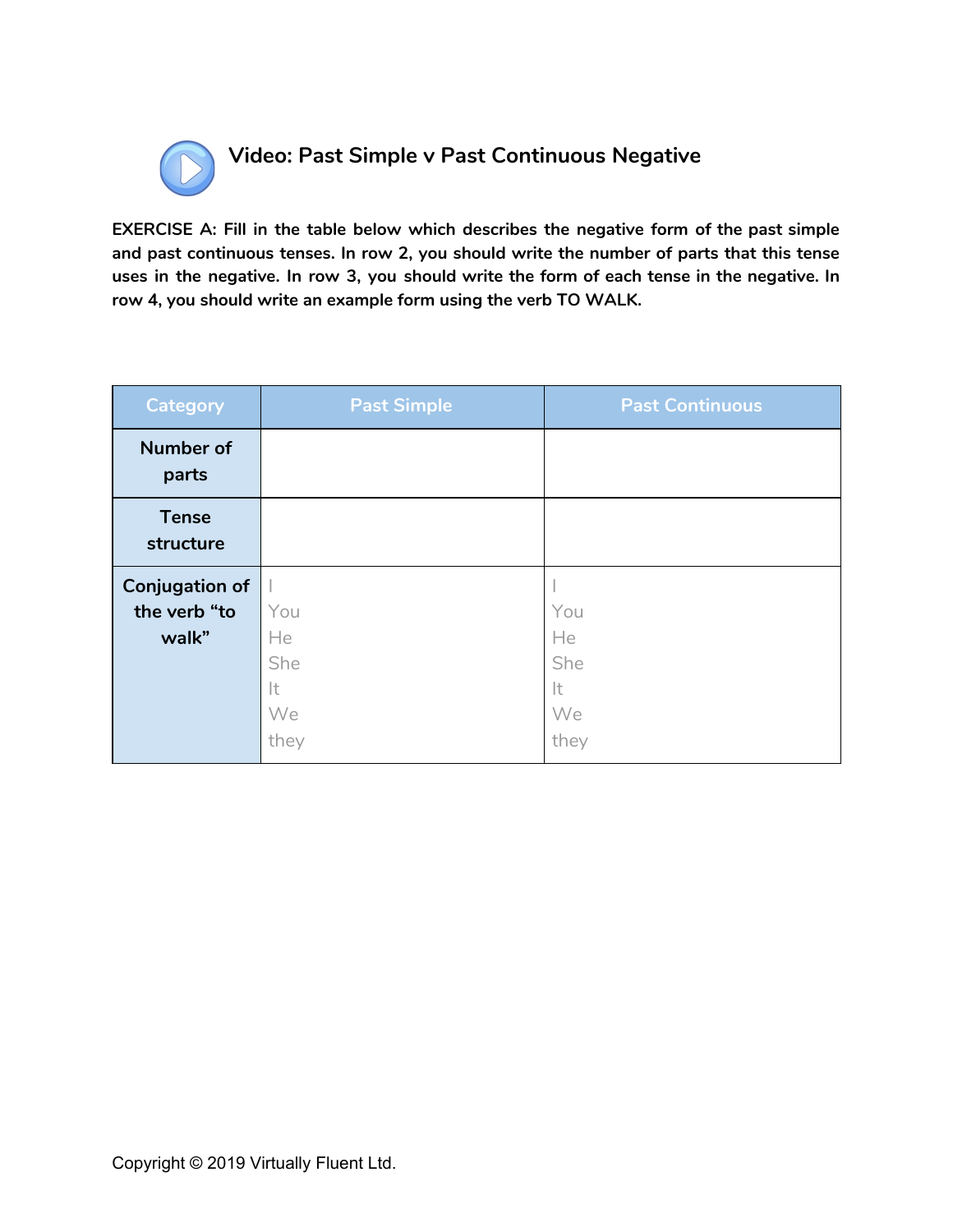### Video: Past Simple v Past Continuous Negative

**EXERCISE A: Fill in the table below which describes the negative form of the past simple and past continuous tenses. In row 2, you should write the number of parts that this tense uses in the negative. In row 3, you should write the form of each tense in the negative. In row 4, you should write an example form using the verb TO WALK.**

| Category | Past Simple | Past Continuous |
|---|---|---|
| Number of parts | | |
| Tense structure | | |
| Conjugation of the verb "to walk" | I<br>You<br>He<br>She<br>It<br>We<br>they | I<br>You<br>He<br>She<br>It<br>We<br>they |

Copyright © 2019 Virtually Fluent Ltd.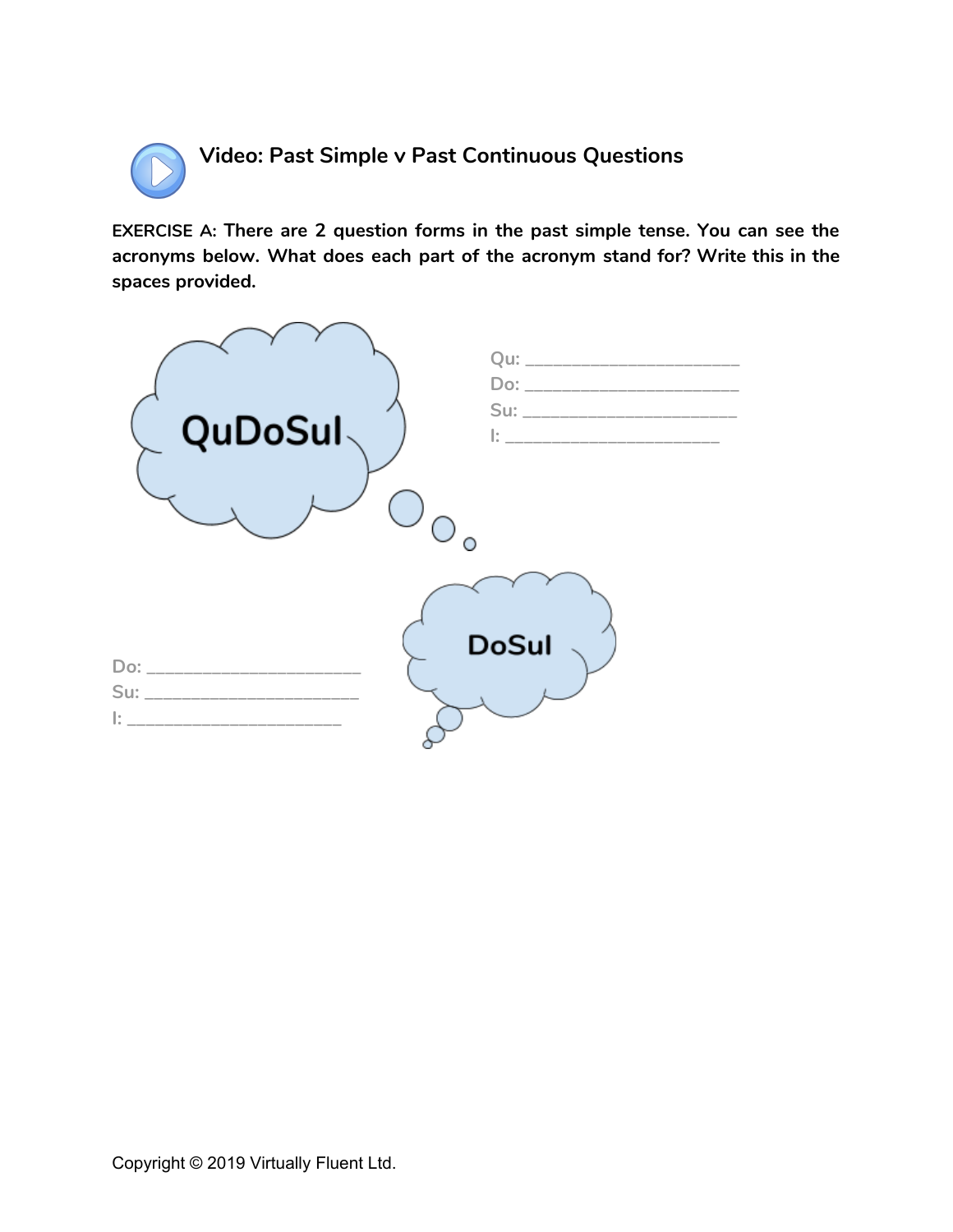## Video: Past Simple v Past Continuous Questions

**EXERCISE A: There are 2 question forms in the past simple tense. You can see the acronyms below. What does each part of the acronym stand for? Write this in the spaces provided.**

QuDoSuI

Qu: ______________________

Do: ______________________

Su: ______________________

I: ______________________

DoSuI

Do: ______________________

Su: ______________________

I: ______________________

Copyright © 2019 Virtually Fluent Ltd.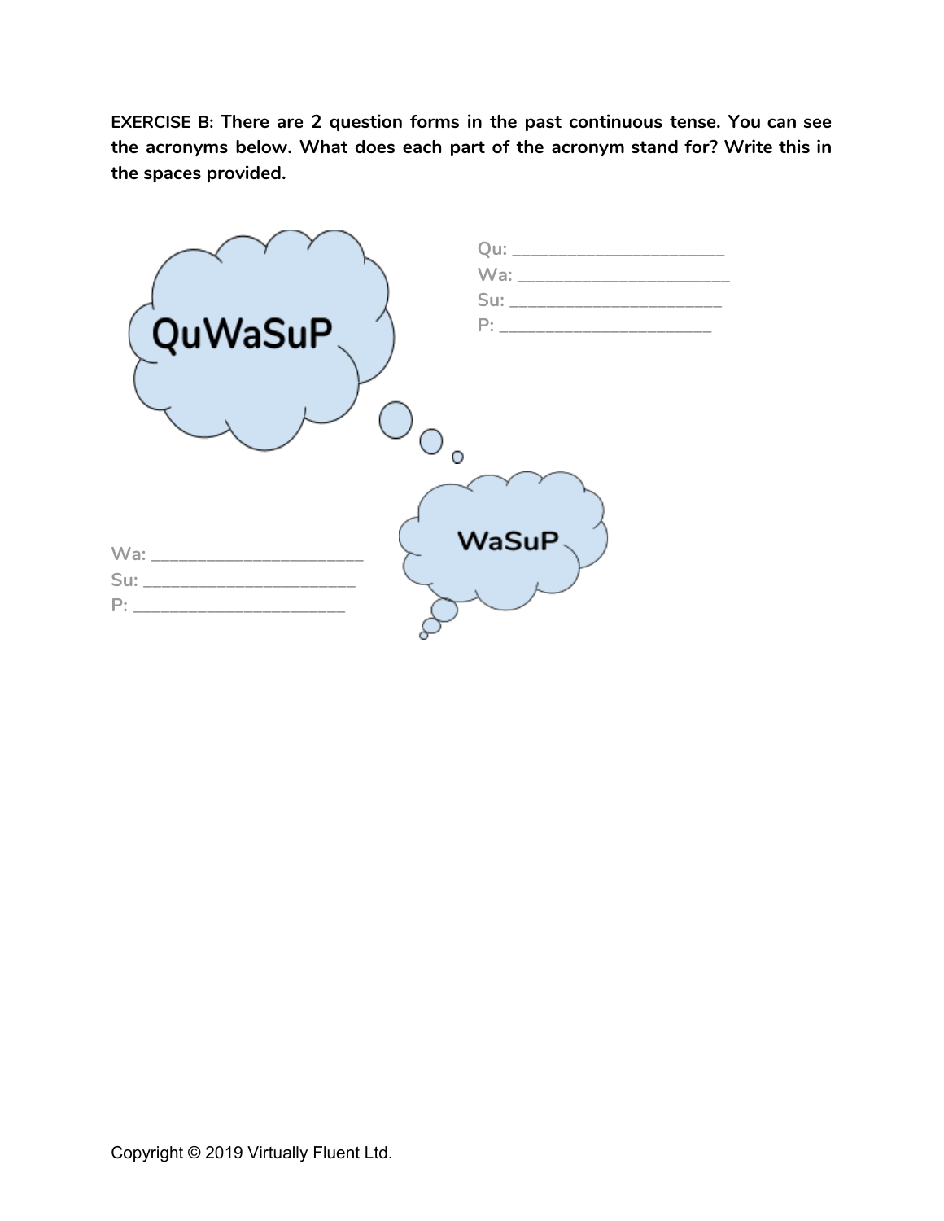**EXERCISE B: There are 2 question forms in the past continuous tense. You can see the acronyms below. What does each part of the acronym stand for? Write this in the spaces provided.**

QuWaSuP

Qu: ______________________

Wa: ______________________

Su: ______________________

P: ______________________

WaSuP

Wa: ______________________

Su: ______________________

P: ______________________

Copyright © 2019 Virtually Fluent Ltd.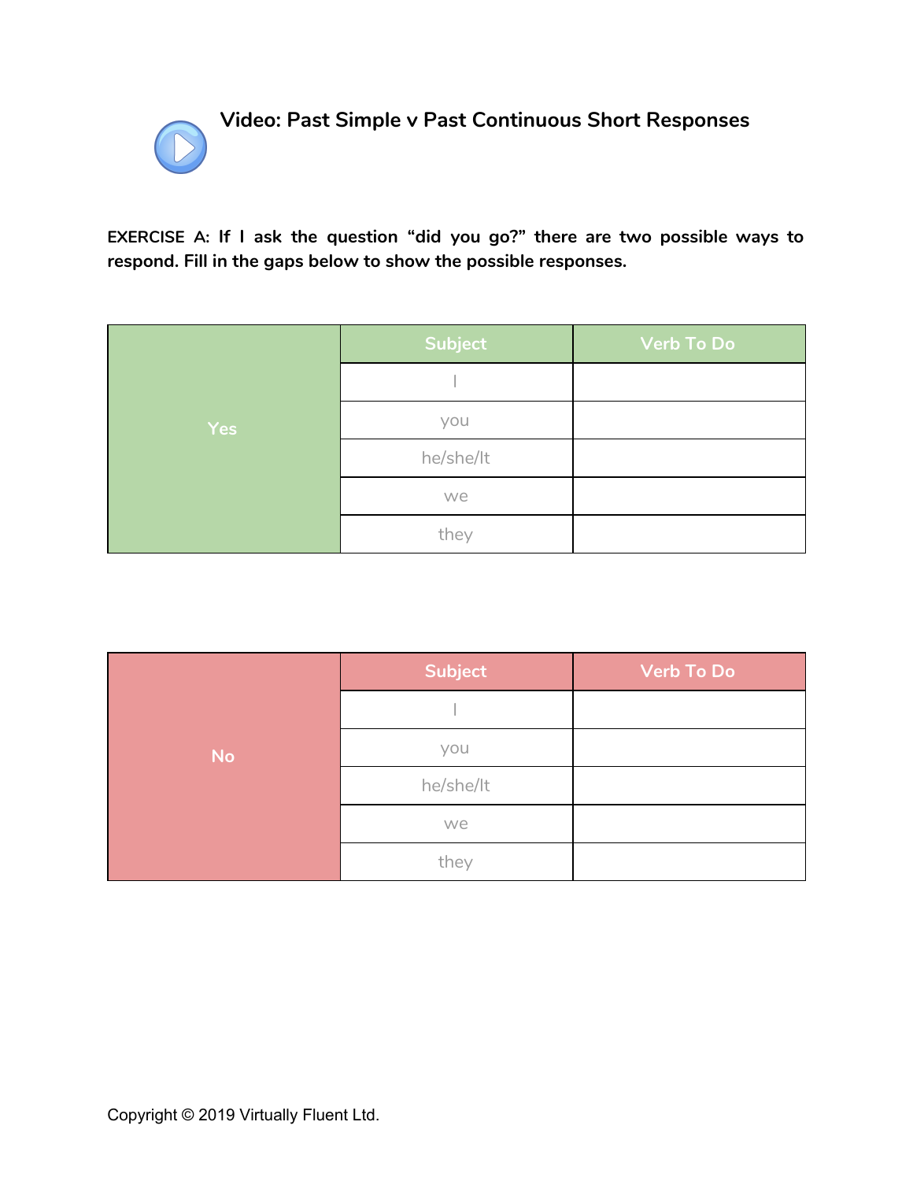### Video: Past Simple v Past Continuous Short Responses

**EXERCISE A: If I ask the question "did you go?" there are two possible ways to respond. Fill in the gaps below to show the possible responses.**

| | Subject | Verb To Do |
|---|---|---|
| Yes | I | |
| | you | |
| | he/she/It | |
| | we | |
| | they | |

| | Subject | Verb To Do |
|---|---|---|
| No | I | |
| | you | |
| | he/she/It | |
| | we | |
| | they | |

Copyright © 2019 Virtually Fluent Ltd.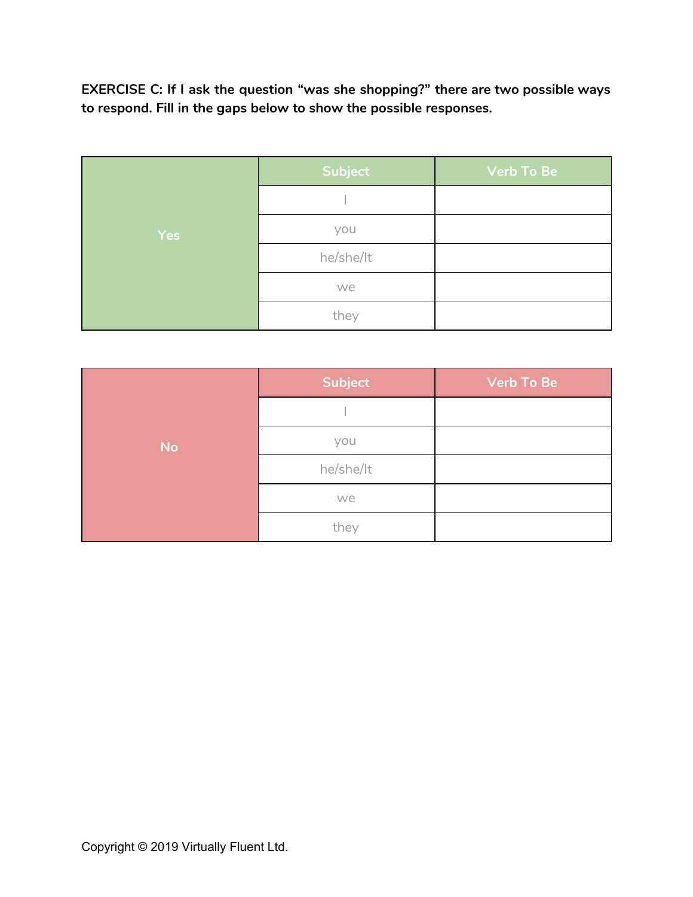**EXERCISE C: If I ask the question "was she shopping?" there are two possible ways to respond. Fill in the gaps below to show the possible responses.**

| | Subject | Verb To Be |
|---|---|---|
| Yes | I | |
| | you | |
| | he/she/It | |
| | we | |
| | they | |

| | Subject | Verb To Be |
|---|---|---|
| No | I | |
| | you | |
| | he/she/It | |
| | we | |
| | they | |

Copyright © 2019 Virtually Fluent Ltd.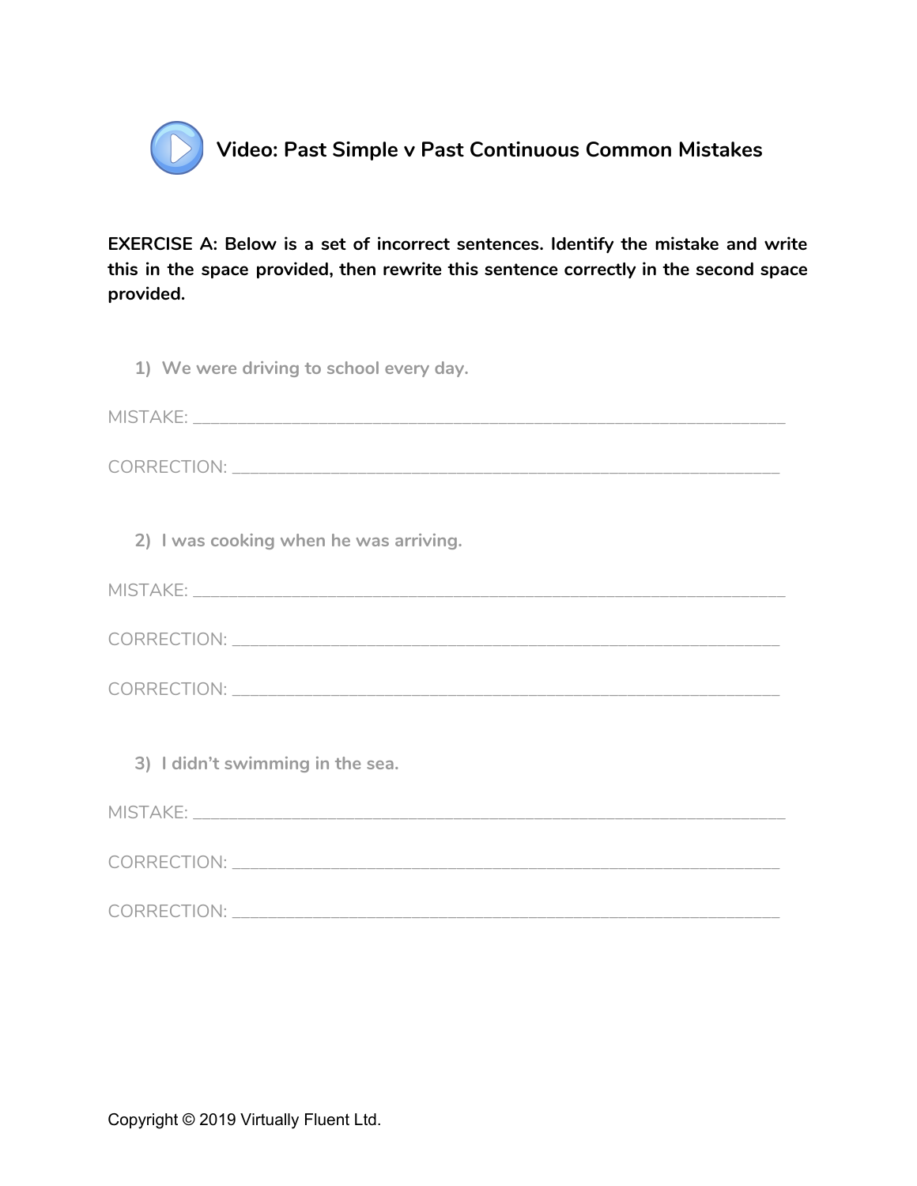## Video: Past Simple v Past Continuous Common Mistakes

**EXERCISE A: Below is a set of incorrect sentences. Identify the mistake and write this in the space provided, then rewrite this sentence correctly in the second space provided.**

1) We were driving to school every day.

MISTAKE: ______________________________________________________________

CORRECTION: __________________________________________________________

2) I was cooking when he was arriving.

MISTAKE: ______________________________________________________________

CORRECTION: __________________________________________________________

CORRECTION: __________________________________________________________

3) I didn't swimming in the sea.

MISTAKE: ______________________________________________________________

CORRECTION: __________________________________________________________

CORRECTION: __________________________________________________________

Copyright © 2019 Virtually Fluent Ltd.